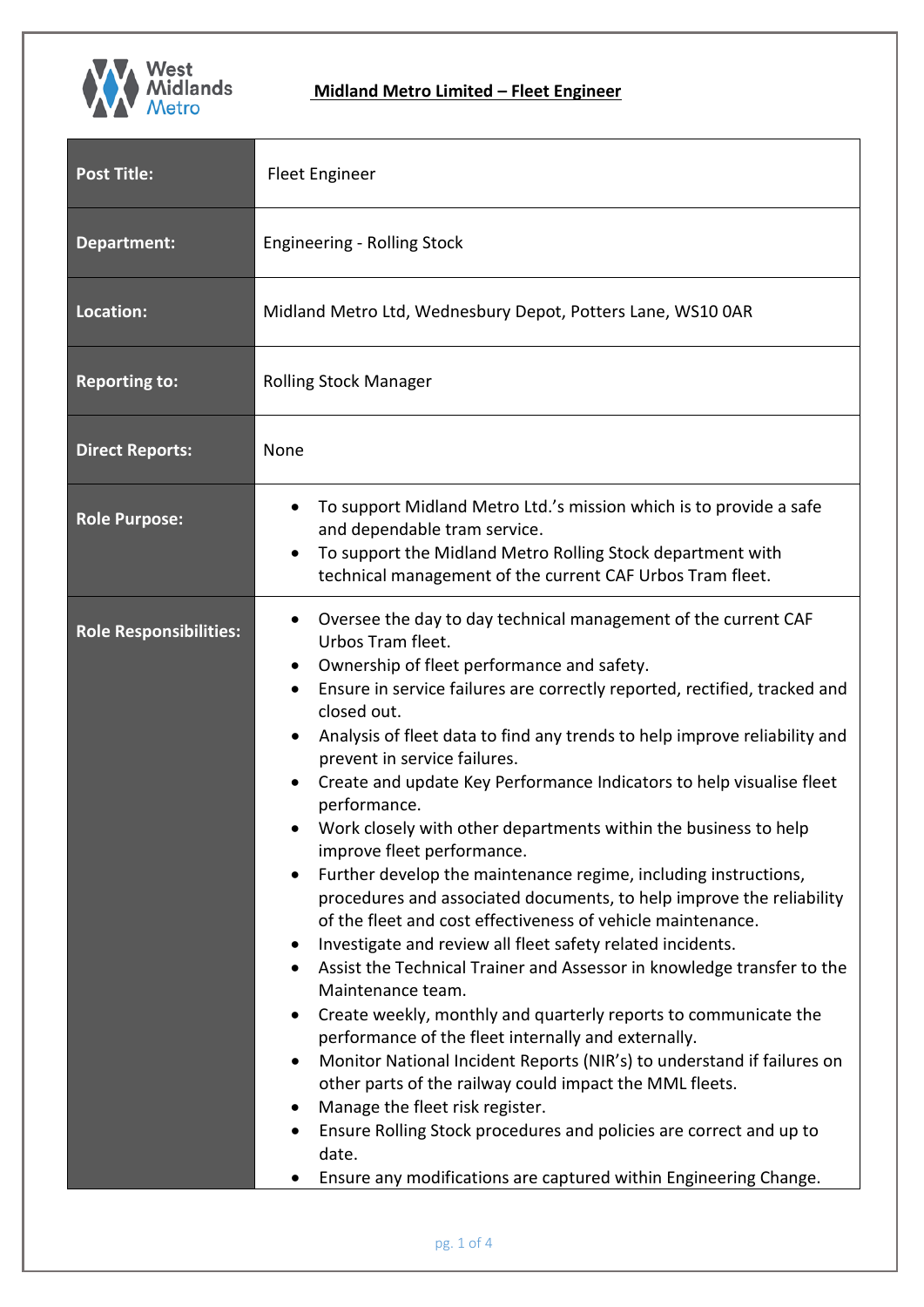# Midland Metro Limited – Fleet Engineer

| | |
|---|---|
| **Post Title:** | Fleet Engineer |
| **Department:** | Engineering - Rolling Stock |
| **Location:** | Midland Metro Ltd, Wednesbury Depot, Potters Lane, WS10 0AR |
| **Reporting to:** | Rolling Stock Manager |
| **Direct Reports:** | None |
| **Role Purpose:** | • To support Midland Metro Ltd.'s mission which is to provide a safe and dependable tram service.<br>• To support the Midland Metro Rolling Stock department with technical management of the current CAF Urbos Tram fleet. |
| **Role Responsibilities:** | • Oversee the day to day technical management of the current CAF Urbos Tram fleet.<br>• Ownership of fleet performance and safety.<br>• Ensure in service failures are correctly reported, rectified, tracked and closed out.<br>• Analysis of fleet data to find any trends to help improve reliability and prevent in service failures.<br>• Create and update Key Performance Indicators to help visualise fleet performance.<br>• Work closely with other departments within the business to help improve fleet performance.<br>• Further develop the maintenance regime, including instructions, procedures and associated documents, to help improve the reliability of the fleet and cost effectiveness of vehicle maintenance.<br>• Investigate and review all fleet safety related incidents.<br>• Assist the Technical Trainer and Assessor in knowledge transfer to the Maintenance team.<br>• Create weekly, monthly and quarterly reports to communicate the performance of the fleet internally and externally.<br>• Monitor National Incident Reports (NIR's) to understand if failures on other parts of the railway could impact the MML fleets.<br>• Manage the fleet risk register.<br>• Ensure Rolling Stock procedures and policies are correct and up to date.<br>• Ensure any modifications are captured within Engineering Change. |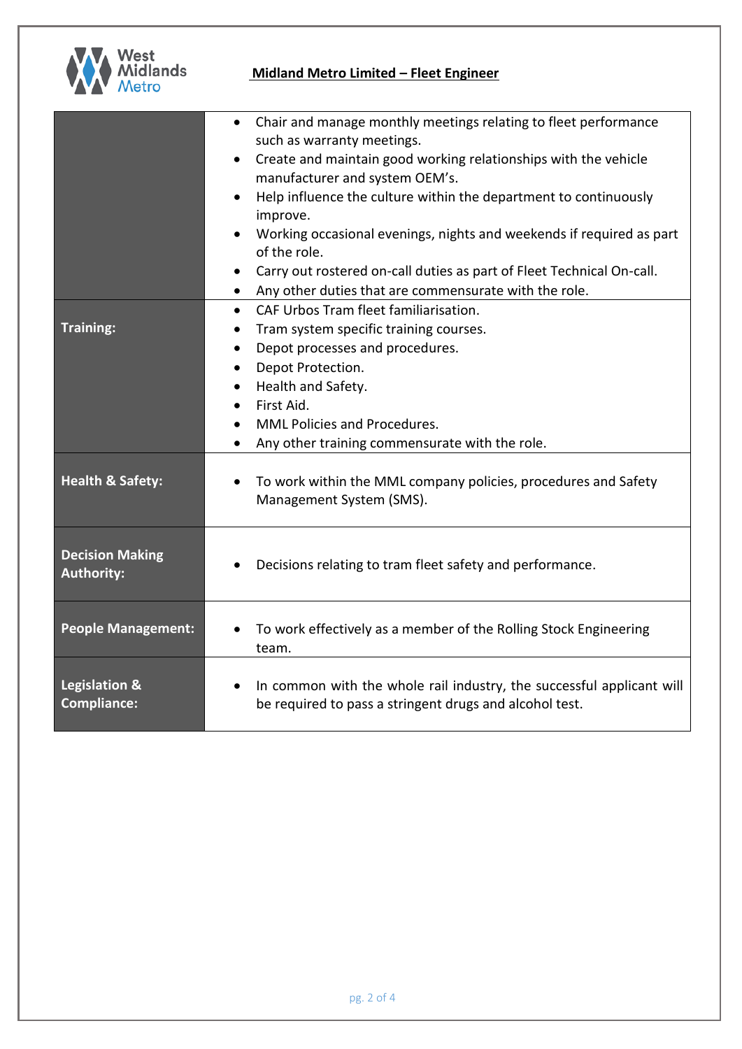**Midland Metro Limited – Fleet Engineer**

| | |
|---|---|
| | • Chair and manage monthly meetings relating to fleet performance such as warranty meetings.<br>• Create and maintain good working relationships with the vehicle manufacturer and system OEM's.<br>• Help influence the culture within the department to continuously improve.<br>• Working occasional evenings, nights and weekends if required as part of the role.<br>• Carry out rostered on-call duties as part of Fleet Technical On-call.<br>• Any other duties that are commensurate with the role. |
| **Training:** | • CAF Urbos Tram fleet familiarisation.<br>• Tram system specific training courses.<br>• Depot processes and procedures.<br>• Depot Protection.<br>• Health and Safety.<br>• First Aid.<br>• MML Policies and Procedures.<br>• Any other training commensurate with the role. |
| **Health & Safety:** | • To work within the MML company policies, procedures and Safety Management System (SMS). |
| **Decision Making Authority:** | • Decisions relating to tram fleet safety and performance. |
| **People Management:** | • To work effectively as a member of the Rolling Stock Engineering team. |
| **Legislation & Compliance:** | • In common with the whole rail industry, the successful applicant will be required to pass a stringent drugs and alcohol test. |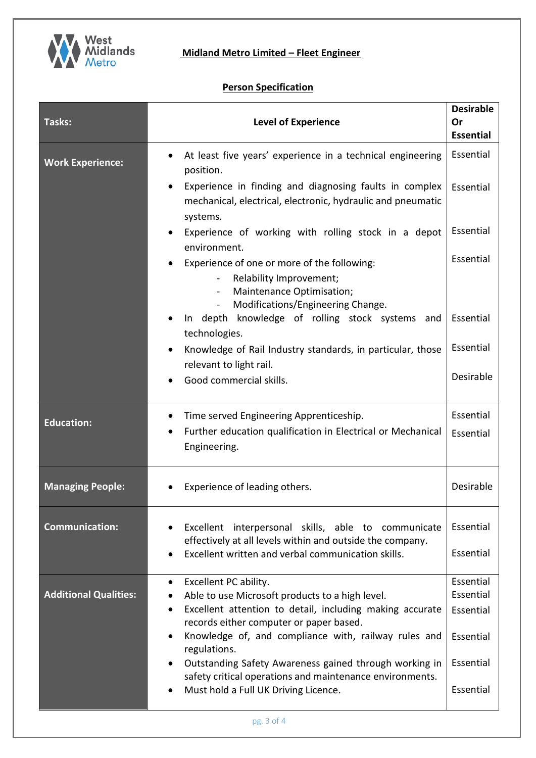**Midland Metro Limited – Fleet Engineer**

**Person Specification**

| Tasks: | Level of Experience | Desirable Or Essential |
|---|---|---|
| **Work Experience:** | • At least five years' experience in a technical engineering position. | Essential |
| | • Experience in finding and diagnosing faults in complex mechanical, electrical, electronic, hydraulic and pneumatic systems. | Essential |
| | • Experience of working with rolling stock in a depot environment. | Essential |
| | • Experience of one or more of the following:<br>- Relability Improvement;<br>- Maintenance Optimisation;<br>- Modifications/Engineering Change. | Essential |
| | • In depth knowledge of rolling stock systems and technologies. | Essential |
| | • Knowledge of Rail Industry standards, in particular, those relevant to light rail. | Essential |
| | • Good commercial skills. | Desirable |
| **Education:** | • Time served Engineering Apprenticeship. | Essential |
| | • Further education qualification in Electrical or Mechanical Engineering. | Essential |
| **Managing People:** | • Experience of leading others. | Desirable |
| **Communication:** | • Excellent interpersonal skills, able to communicate effectively at all levels within and outside the company. | Essential |
| | • Excellent written and verbal communication skills. | Essential |
| **Additional Qualities:** | • Excellent PC ability. | Essential |
| | • Able to use Microsoft products to a high level. | Essential |
| | • Excellent attention to detail, including making accurate records either computer or paper based. | Essential |
| | • Knowledge of, and compliance with, railway rules and regulations. | Essential |
| | • Outstanding Safety Awareness gained through working in safety critical operations and maintenance environments. | Essential |
| | • Must hold a Full UK Driving Licence. | Essential |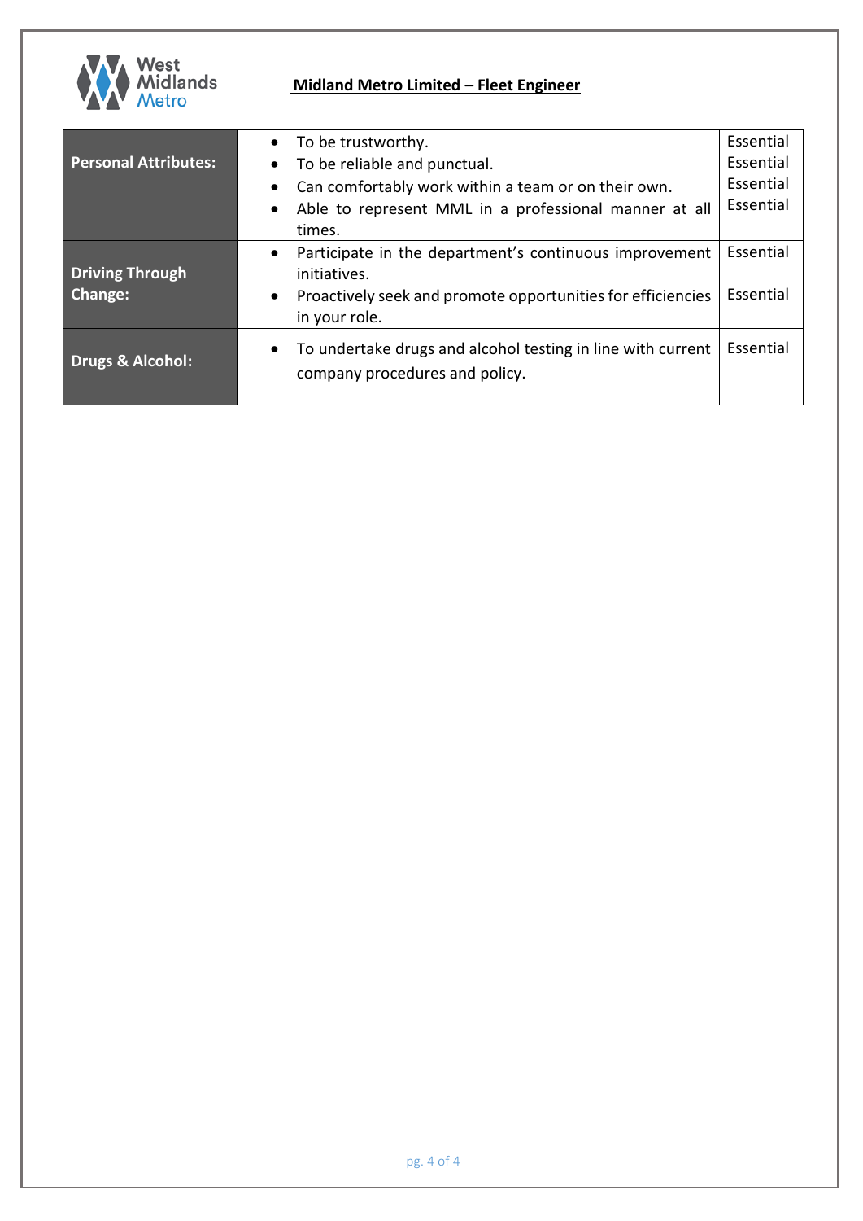**Midland Metro Limited – Fleet Engineer**

| | | |
|---|---|---|
| **Personal Attributes:** | • To be trustworthy.<br>• To be reliable and punctual.<br>• Can comfortably work within a team or on their own.<br>• Able to represent MML in a professional manner at all times. | Essential<br>Essential<br>Essential<br>Essential |
| **Driving Through Change:** | • Participate in the department's continuous improvement initiatives.<br>• Proactively seek and promote opportunities for efficiencies in your role. | Essential<br>Essential |
| **Drugs & Alcohol:** | • To undertake drugs and alcohol testing in line with current company procedures and policy. | Essential |